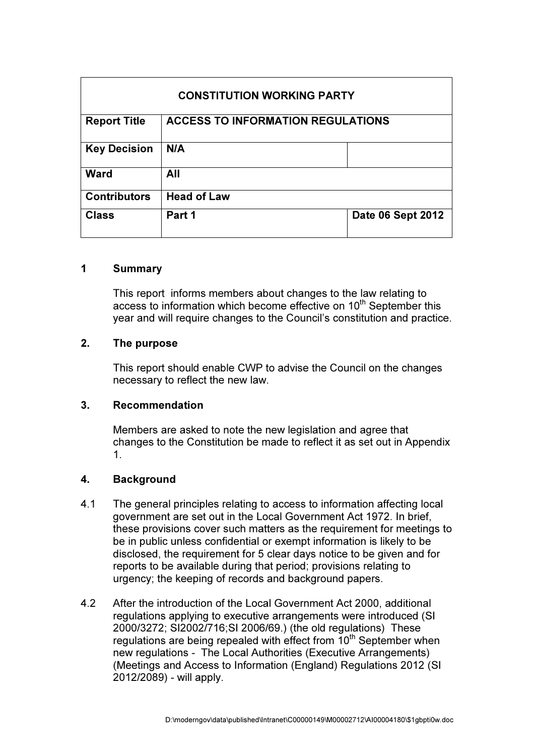| CONSTITUTION WORKING PARTY | | |
|---|---|---|
| **Report Title** | **ACCESS TO INFORMATION REGULATIONS** | |
| **Key Decision** | **N/A** | |
| **Ward** | **All** | |
| **Contributors** | **Head of Law** | |
| **Class** | **Part 1** | **Date 06 Sept 2012** |

## 1 Summary

This report informs members about changes to the law relating to access to information which become effective on 10th September this year and will require changes to the Council's constitution and practice.

## 2. The purpose

This report should enable CWP to advise the Council on the changes necessary to reflect the new law.

## 3. Recommendation

Members are asked to note the new legislation and agree that changes to the Constitution be made to reflect it as set out in Appendix 1.

## 4. Background

4.1 The general principles relating to access to information affecting local government are set out in the Local Government Act 1972. In brief, these provisions cover such matters as the requirement for meetings to be in public unless confidential or exempt information is likely to be disclosed, the requirement for 5 clear days notice to be given and for reports to be available during that period; provisions relating to urgency; the keeping of records and background papers.

4.2 After the introduction of the Local Government Act 2000, additional regulations applying to executive arrangements were introduced (SI 2000/3272; SI2002/716;SI 2006/69.) (the old regulations) These regulations are being repealed with effect from 10th September when new regulations - The Local Authorities (Executive Arrangements) (Meetings and Access to Information (England) Regulations 2012 (SI 2012/2089) - will apply.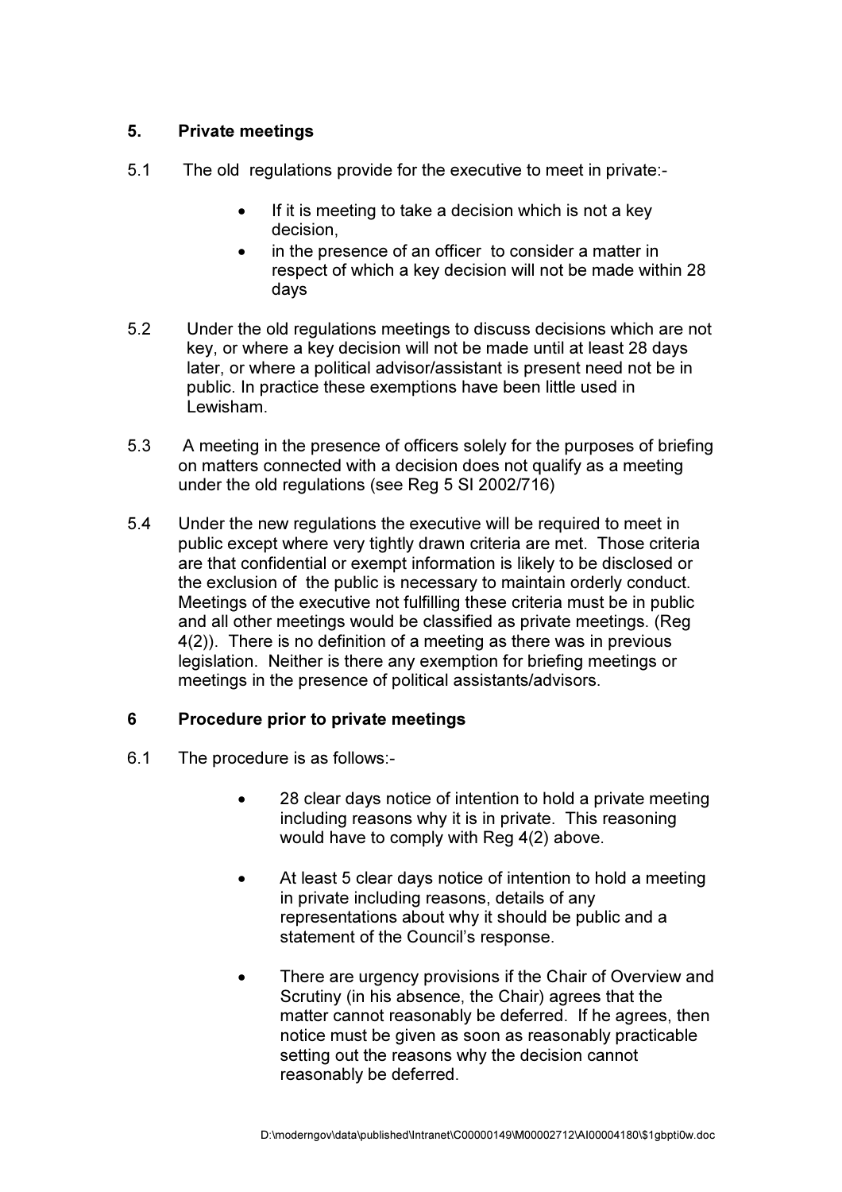## 5. Private meetings

5.1 The old regulations provide for the executive to meet in private:-

- If it is meeting to take a decision which is not a key decision,
- in the presence of an officer to consider a matter in respect of which a key decision will not be made within 28 days

5.2 Under the old regulations meetings to discuss decisions which are not key, or where a key decision will not be made until at least 28 days later, or where a political advisor/assistant is present need not be in public. In practice these exemptions have been little used in Lewisham.

5.3 A meeting in the presence of officers solely for the purposes of briefing on matters connected with a decision does not qualify as a meeting under the old regulations (see Reg 5 SI 2002/716)

5.4 Under the new regulations the executive will be required to meet in public except where very tightly drawn criteria are met. Those criteria are that confidential or exempt information is likely to be disclosed or the exclusion of the public is necessary to maintain orderly conduct. Meetings of the executive not fulfilling these criteria must be in public and all other meetings would be classified as private meetings. (Reg 4(2)). There is no definition of a meeting as there was in previous legislation. Neither is there any exemption for briefing meetings or meetings in the presence of political assistants/advisors.

## 6 Procedure prior to private meetings

6.1 The procedure is as follows:-

- 28 clear days notice of intention to hold a private meeting including reasons why it is in private. This reasoning would have to comply with Reg 4(2) above.

- At least 5 clear days notice of intention to hold a meeting in private including reasons, details of any representations about why it should be public and a statement of the Council's response.

- There are urgency provisions if the Chair of Overview and Scrutiny (in his absence, the Chair) agrees that the matter cannot reasonably be deferred. If he agrees, then notice must be given as soon as reasonably practicable setting out the reasons why the decision cannot reasonably be deferred.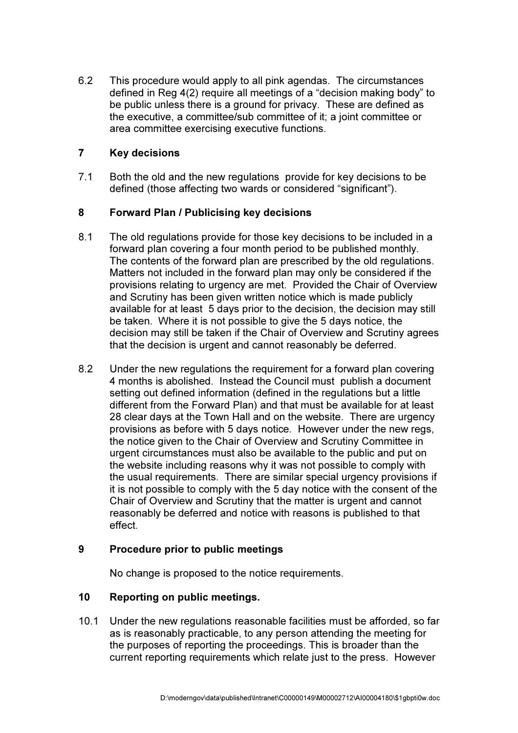6.2 This procedure would apply to all pink agendas. The circumstances defined in Reg 4(2) require all meetings of a "decision making body" to be public unless there is a ground for privacy. These are defined as the executive, a committee/sub committee of it; a joint committee or area committee exercising executive functions.

## 7 Key decisions

7.1 Both the old and the new regulations provide for key decisions to be defined (those affecting two wards or considered "significant").

## 8 Forward Plan / Publicising key decisions

8.1 The old regulations provide for those key decisions to be included in a forward plan covering a four month period to be published monthly. The contents of the forward plan are prescribed by the old regulations. Matters not included in the forward plan may only be considered if the provisions relating to urgency are met. Provided the Chair of Overview and Scrutiny has been given written notice which is made publicly available for at least 5 days prior to the decision, the decision may still be taken. Where it is not possible to give the 5 days notice, the decision may still be taken if the Chair of Overview and Scrutiny agrees that the decision is urgent and cannot reasonably be deferred.

8.2 Under the new regulations the requirement for a forward plan covering 4 months is abolished. Instead the Council must publish a document setting out defined information (defined in the regulations but a little different from the Forward Plan) and that must be available for at least 28 clear days at the Town Hall and on the website. There are urgency provisions as before with 5 days notice. However under the new regs, the notice given to the Chair of Overview and Scrutiny Committee in urgent circumstances must also be available to the public and put on the website including reasons why it was not possible to comply with the usual requirements. There are similar special urgency provisions if it is not possible to comply with the 5 day notice with the consent of the Chair of Overview and Scrutiny that the matter is urgent and cannot reasonably be deferred and notice with reasons is published to that effect.

## 9 Procedure prior to public meetings

No change is proposed to the notice requirements.

## 10 Reporting on public meetings.

10.1 Under the new regulations reasonable facilities must be afforded, so far as is reasonably practicable, to any person attending the meeting for the purposes of reporting the proceedings. This is broader than the current reporting requirements which relate just to the press. However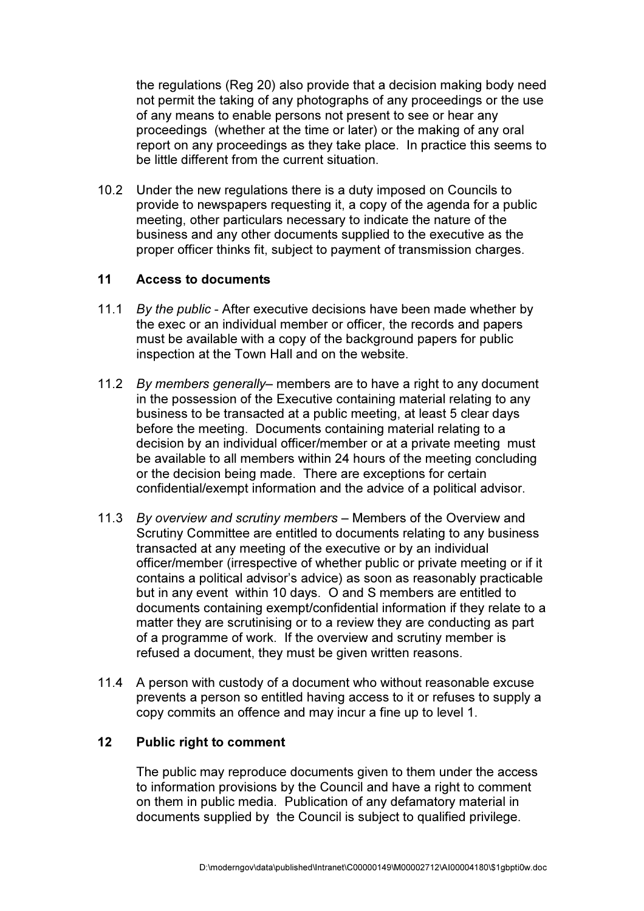the regulations (Reg 20) also provide that a decision making body need not permit the taking of any photographs of any proceedings or the use of any means to enable persons not present to see or hear any proceedings (whether at the time or later) or the making of any oral report on any proceedings as they take place. In practice this seems to be little different from the current situation.

10.2 Under the new regulations there is a duty imposed on Councils to provide to newspapers requesting it, a copy of the agenda for a public meeting, other particulars necessary to indicate the nature of the business and any other documents supplied to the executive as the proper officer thinks fit, subject to payment of transmission charges.

## 11 Access to documents

11.1 *By the public* - After executive decisions have been made whether by the exec or an individual member or officer, the records and papers must be available with a copy of the background papers for public inspection at the Town Hall and on the website.

11.2 *By members generally*– members are to have a right to any document in the possession of the Executive containing material relating to any business to be transacted at a public meeting, at least 5 clear days before the meeting. Documents containing material relating to a decision by an individual officer/member or at a private meeting must be available to all members within 24 hours of the meeting concluding or the decision being made. There are exceptions for certain confidential/exempt information and the advice of a political advisor.

11.3 *By overview and scrutiny members* – Members of the Overview and Scrutiny Committee are entitled to documents relating to any business transacted at any meeting of the executive or by an individual officer/member (irrespective of whether public or private meeting or if it contains a political advisor's advice) as soon as reasonably practicable but in any event within 10 days. O and S members are entitled to documents containing exempt/confidential information if they relate to a matter they are scrutinising or to a review they are conducting as part of a programme of work. If the overview and scrutiny member is refused a document, they must be given written reasons.

11.4 A person with custody of a document who without reasonable excuse prevents a person so entitled having access to it or refuses to supply a copy commits an offence and may incur a fine up to level 1.

## 12 Public right to comment

The public may reproduce documents given to them under the access to information provisions by the Council and have a right to comment on them in public media. Publication of any defamatory material in documents supplied by the Council is subject to qualified privilege.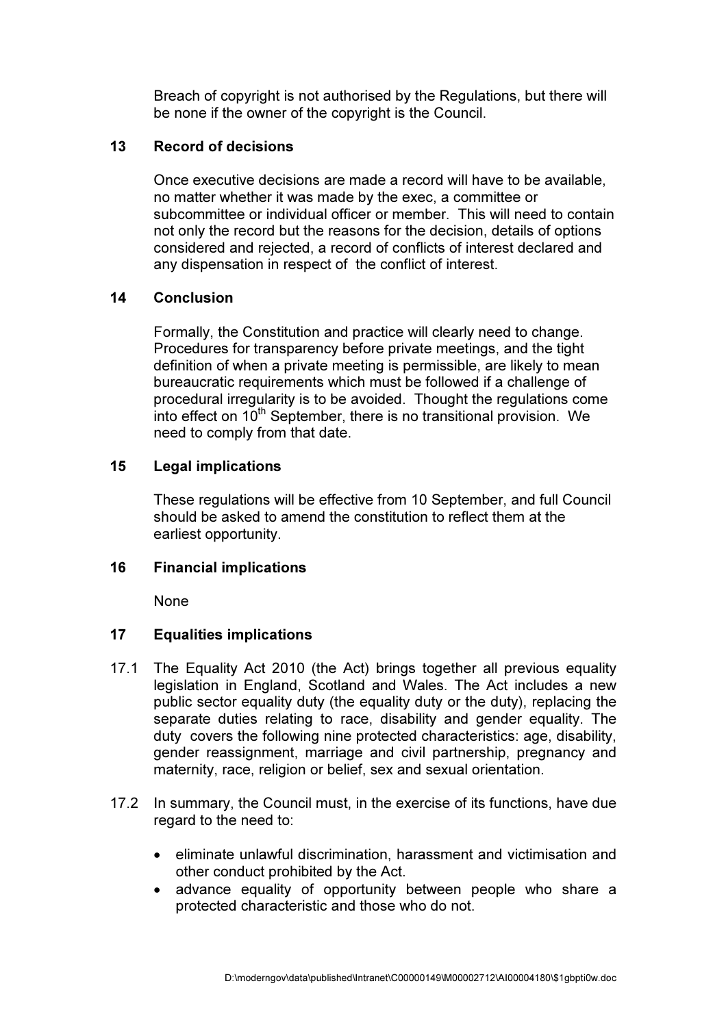Breach of copyright is not authorised by the Regulations, but there will be none if the owner of the copyright is the Council.

## 13 Record of decisions

Once executive decisions are made a record will have to be available, no matter whether it was made by the exec, a committee or subcommittee or individual officer or member. This will need to contain not only the record but the reasons for the decision, details of options considered and rejected, a record of conflicts of interest declared and any dispensation in respect of the conflict of interest.

## 14 Conclusion

Formally, the Constitution and practice will clearly need to change. Procedures for transparency before private meetings, and the tight definition of when a private meeting is permissible, are likely to mean bureaucratic requirements which must be followed if a challenge of procedural irregularity is to be avoided. Thought the regulations come into effect on 10th September, there is no transitional provision. We need to comply from that date.

## 15 Legal implications

These regulations will be effective from 10 September, and full Council should be asked to amend the constitution to reflect them at the earliest opportunity.

## 16 Financial implications

None

## 17 Equalities implications

17.1 The Equality Act 2010 (the Act) brings together all previous equality legislation in England, Scotland and Wales. The Act includes a new public sector equality duty (the equality duty or the duty), replacing the separate duties relating to race, disability and gender equality. The duty covers the following nine protected characteristics: age, disability, gender reassignment, marriage and civil partnership, pregnancy and maternity, race, religion or belief, sex and sexual orientation.

17.2 In summary, the Council must, in the exercise of its functions, have due regard to the need to:

- eliminate unlawful discrimination, harassment and victimisation and other conduct prohibited by the Act.
- advance equality of opportunity between people who share a protected characteristic and those who do not.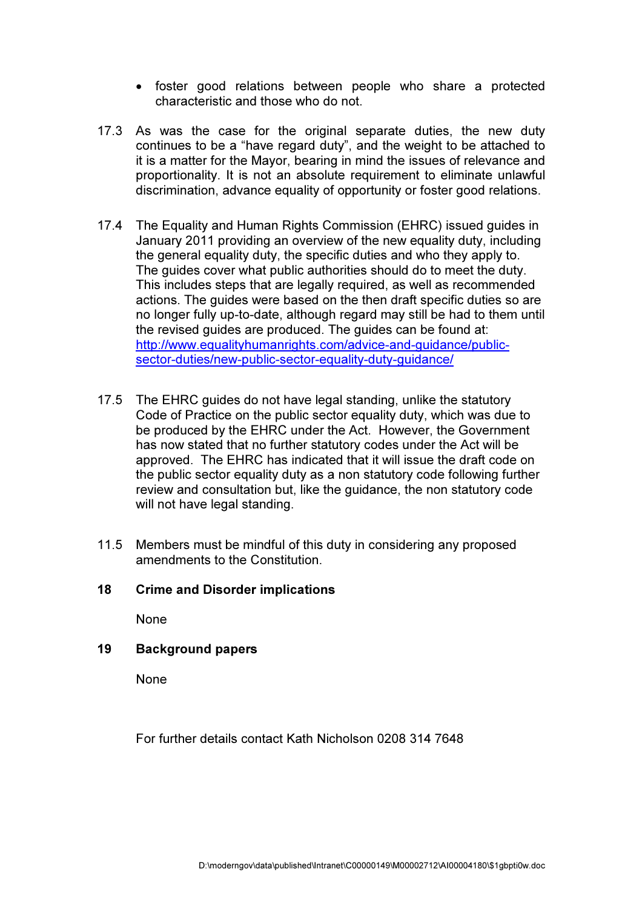- foster good relations between people who share a protected characteristic and those who do not.

17.3 As was the case for the original separate duties, the new duty continues to be a "have regard duty", and the weight to be attached to it is a matter for the Mayor, bearing in mind the issues of relevance and proportionality. It is not an absolute requirement to eliminate unlawful discrimination, advance equality of opportunity or foster good relations.

17.4 The Equality and Human Rights Commission (EHRC) issued guides in January 2011 providing an overview of the new equality duty, including the general equality duty, the specific duties and who they apply to. The guides cover what public authorities should do to meet the duty. This includes steps that are legally required, as well as recommended actions. The guides were based on the then draft specific duties so are no longer fully up-to-date, although regard may still be had to them until the revised guides are produced. The guides can be found at: http://www.equalityhumanrights.com/advice-and-guidance/public-sector-duties/new-public-sector-equality-duty-guidance/

17.5 The EHRC guides do not have legal standing, unlike the statutory Code of Practice on the public sector equality duty, which was due to be produced by the EHRC under the Act. However, the Government has now stated that no further statutory codes under the Act will be approved. The EHRC has indicated that it will issue the draft code on the public sector equality duty as a non statutory code following further review and consultation but, like the guidance, the non statutory code will not have legal standing.

11.5 Members must be mindful of this duty in considering any proposed amendments to the Constitution.

## 18 Crime and Disorder implications

None

## 19 Background papers

None

For further details contact Kath Nicholson 0208 314 7648